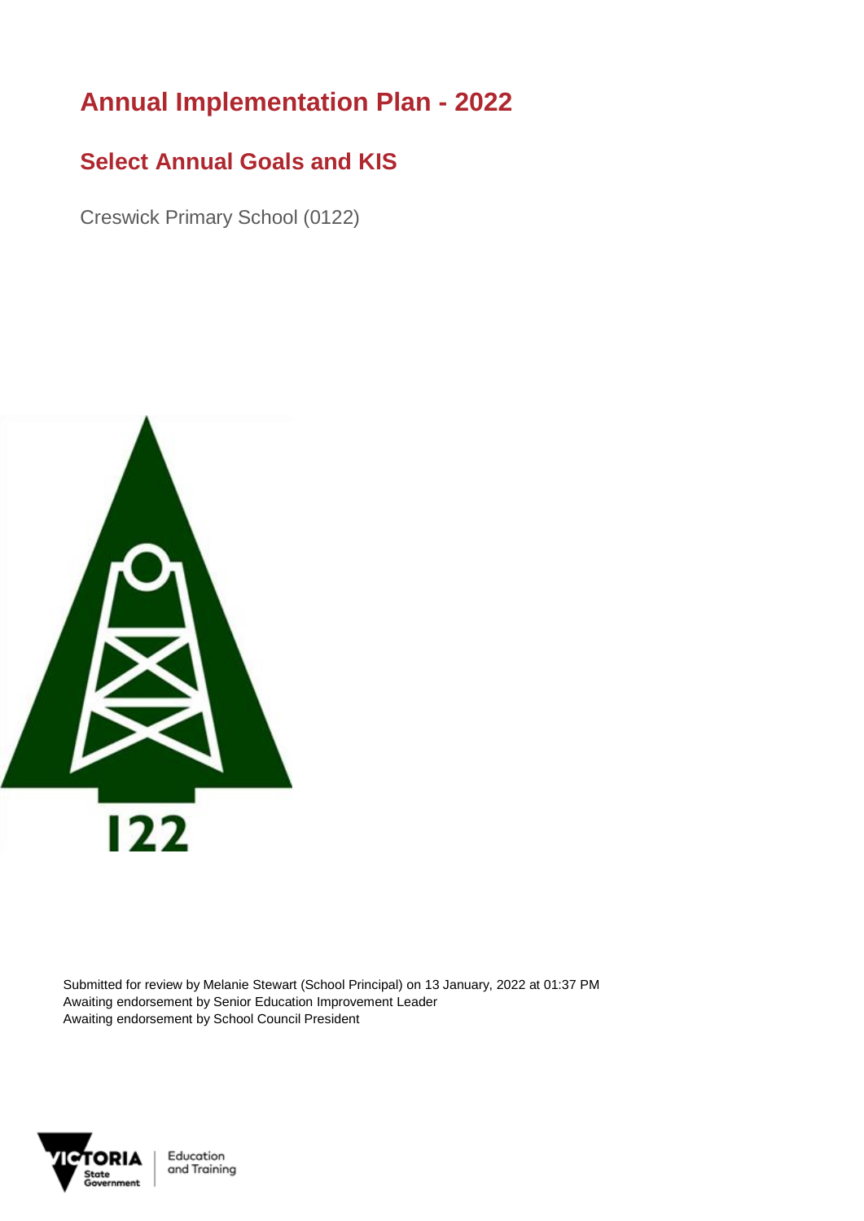# Annual Implementation Plan - 2022

## Select Annual Goals and KIS

Creswick Primary School (0122)

Submitted for review by Melanie Stewart (School Principal) on 13 January, 2022 at 01:37 PM
Awaiting endorsement by Senior Education Improvement Leader
Awaiting endorsement by School Council President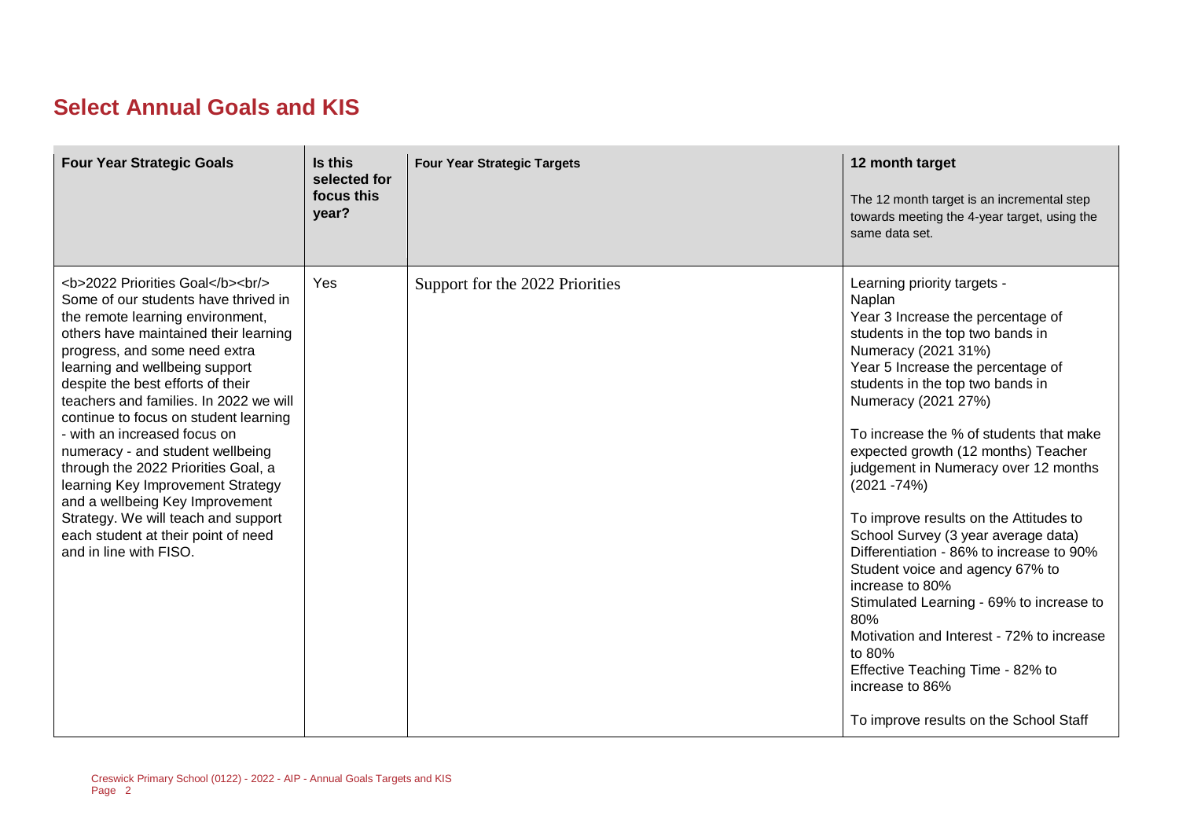## Select Annual Goals and KIS

| Four Year Strategic Goals | Is this selected for focus this year? | Four Year Strategic Targets | 12 month target<br><br>The 12 month target is an incremental step towards meeting the 4-year target, using the same data set. |
|---|---|---|---|
| <b>2022 Priorities Goal</b><br/> Some of our students have thrived in the remote learning environment, others have maintained their learning progress, and some need extra learning and wellbeing support despite the best efforts of their teachers and families. In 2022 we will continue to focus on student learning - with an increased focus on numeracy - and student wellbeing through the 2022 Priorities Goal, a learning Key Improvement Strategy and a wellbeing Key Improvement Strategy. We will teach and support each student at their point of need and in line with FISO. | Yes | Support for the 2022 Priorities | Learning priority targets -<br>Naplan<br>Year 3 Increase the percentage of students in the top two bands in Numeracy (2021 31%)<br>Year 5 Increase the percentage of students in the top two bands in Numeracy (2021 27%)<br><br>To increase the % of students that make expected growth (12 months) Teacher judgement in Numeracy over 12 months (2021 -74%)<br><br>To improve results on the Attitudes to School Survey (3 year average data)<br>Differentiation - 86% to increase to 90%<br>Student voice and agency 67% to increase to 80%<br>Stimulated Learning - 69% to increase to 80%<br>Motivation and Interest - 72% to increase to 80%<br>Effective Teaching Time - 82% to increase to 86%<br><br>To improve results on the School Staff |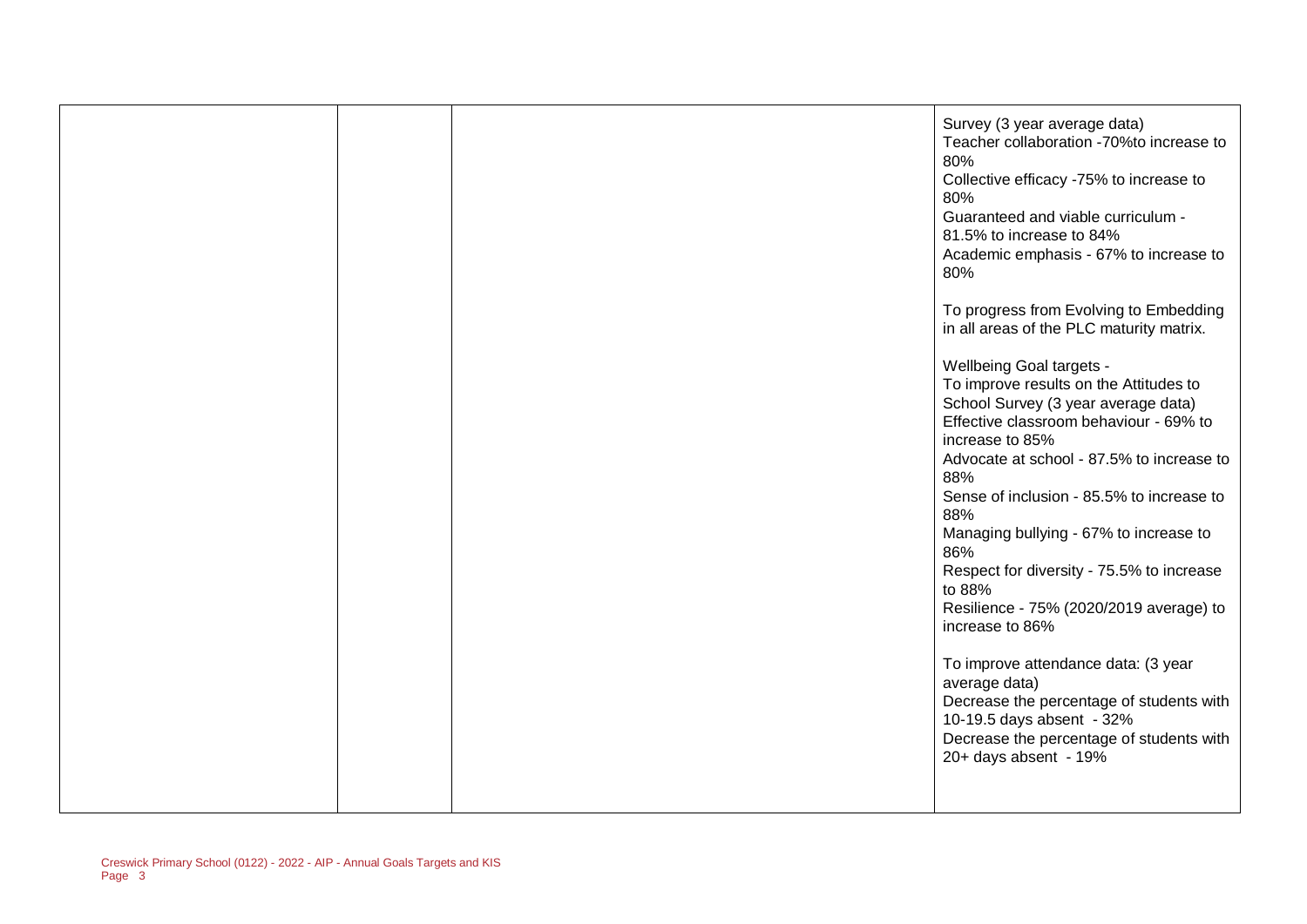| | | | |
|---|---|---|---|
| | | | Survey (3 year average data)<br>Teacher collaboration -70%to increase to 80%<br>Collective efficacy -75% to increase to 80%<br>Guaranteed and viable curriculum - 81.5% to increase to 84%<br>Academic emphasis - 67% to increase to 80%<br><br>To progress from Evolving to Embedding in all areas of the PLC maturity matrix.<br><br>Wellbeing Goal targets -<br>To improve results on the Attitudes to School Survey (3 year average data)<br>Effective classroom behaviour - 69% to increase to 85%<br>Advocate at school - 87.5% to increase to 88%<br>Sense of inclusion - 85.5% to increase to 88%<br>Managing bullying - 67% to increase to 86%<br>Respect for diversity - 75.5% to increase to 88%<br>Resilience - 75% (2020/2019 average) to increase to 86%<br><br>To improve attendance data: (3 year average data)<br>Decrease the percentage of students with 10-19.5 days absent - 32%<br>Decrease the percentage of students with 20+ days absent - 19% |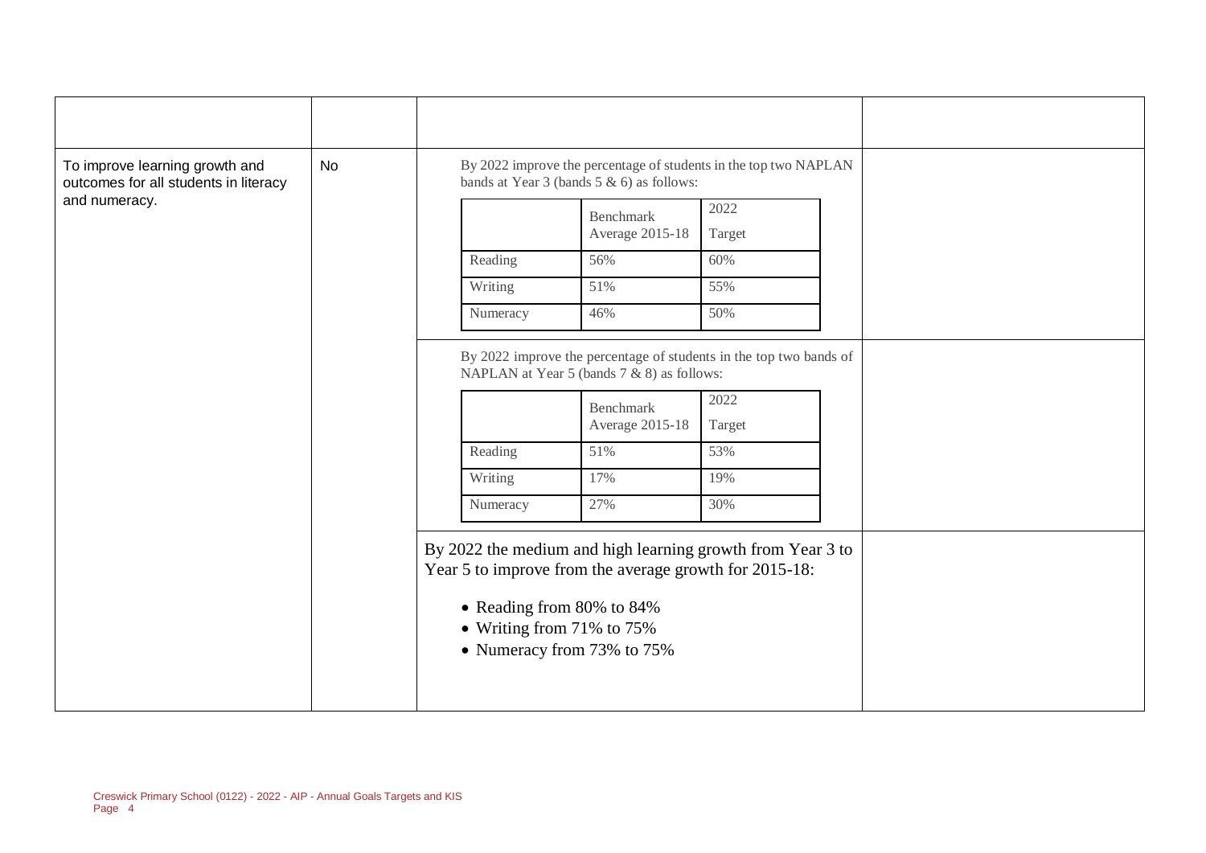| | | | |
|---|---|---|---|
| To improve learning growth and outcomes for all students in literacy and numeracy. | No | By 2022 improve the percentage of students in the top two NAPLAN bands at Year 3 (bands 5 & 6) as follows:<br><br>\| \| Benchmark Average 2015-18 \| 2022 Target \|<br>\|---\|---\|---\|<br>\| Reading \| 56% \| 60% \|<br>\| Writing \| 51% \| 55% \|<br>\| Numeracy \| 46% \| 50% \| | |
| | | By 2022 improve the percentage of students in the top two bands of NAPLAN at Year 5 (bands 7 & 8) as follows:<br><br>\| \| Benchmark Average 2015-18 \| 2022 Target \|<br>\|---\|---\|---\|<br>\| Reading \| 51% \| 53% \|<br>\| Writing \| 17% \| 19% \|<br>\| Numeracy \| 27% \| 30% \| | |
| | | By 2022 the medium and high learning growth from Year 3 to Year 5 to improve from the average growth for 2015-18:<br><br>• Reading from 80% to 84%<br>• Writing from 71% to 75%<br>• Numeracy from 73% to 75% | |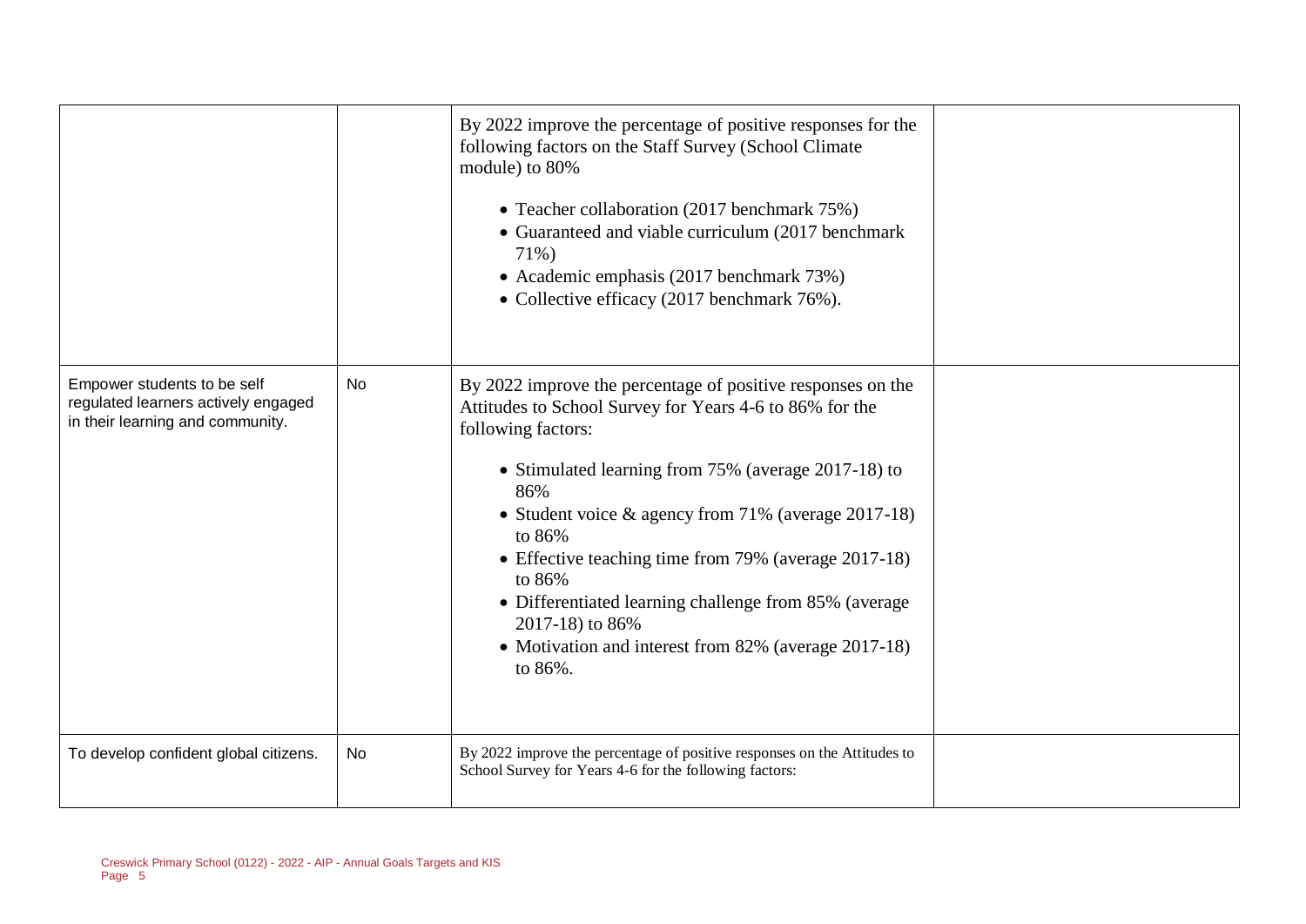| | | | |
|---|---|---|---|
| | | By 2022 improve the percentage of positive responses for the following factors on the Staff Survey (School Climate module) to 80%<br><br>• Teacher collaboration (2017 benchmark 75%)<br>• Guaranteed and viable curriculum (2017 benchmark 71%)<br>• Academic emphasis (2017 benchmark 73%)<br>• Collective efficacy (2017 benchmark 76%). | |
| Empower students to be self regulated learners actively engaged in their learning and community. | No | By 2022 improve the percentage of positive responses on the Attitudes to School Survey for Years 4-6 to 86% for the following factors:<br><br>• Stimulated learning from 75% (average 2017-18) to 86%<br>• Student voice & agency from 71% (average 2017-18) to 86%<br>• Effective teaching time from 79% (average 2017-18) to 86%<br>• Differentiated learning challenge from 85% (average 2017-18) to 86%<br>• Motivation and interest from 82% (average 2017-18) to 86%. | |
| To develop confident global citizens. | No | By 2022 improve the percentage of positive responses on the Attitudes to School Survey for Years 4-6 for the following factors: | |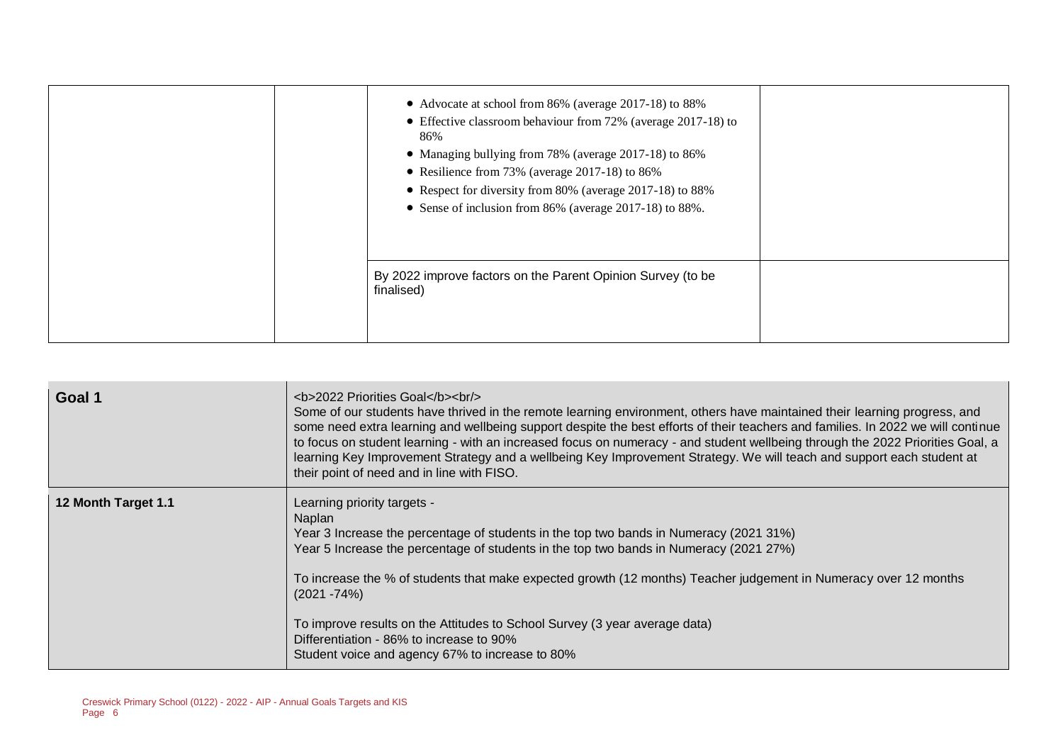|  |  |  |  |
|---|---|---|---|
|  |  | • Advocate at school from 86% (average 2017-18) to 88%<br>• Effective classroom behaviour from 72% (average 2017-18) to 86%<br>• Managing bullying from 78% (average 2017-18) to 86%<br>• Resilience from 73% (average 2017-18) to 86%<br>• Respect for diversity from 80% (average 2017-18) to 88%<br>• Sense of inclusion from 86% (average 2017-18) to 88%. |  |
|  |  | By 2022 improve factors on the Parent Opinion Survey (to be finalised) |  |

| | |
|---|---|
| **Goal 1** | <b>2022 Priorities Goal</b><br/><br>Some of our students have thrived in the remote learning environment, others have maintained their learning progress, and some need extra learning and wellbeing support despite the best efforts of their teachers and families. In 2022 we will continue to focus on student learning - with an increased focus on numeracy - and student wellbeing through the 2022 Priorities Goal, a learning Key Improvement Strategy and a wellbeing Key Improvement Strategy. We will teach and support each student at their point of need and in line with FISO. |
| **12 Month Target 1.1** | Learning priority targets -<br>Naplan<br>Year 3 Increase the percentage of students in the top two bands in Numeracy (2021 31%)<br>Year 5 Increase the percentage of students in the top two bands in Numeracy (2021 27%)<br><br>To increase the % of students that make expected growth (12 months) Teacher judgement in Numeracy over 12 months (2021 -74%)<br><br>To improve results on the Attitudes to School Survey (3 year average data)<br>Differentiation - 86% to increase to 90%<br>Student voice and agency 67% to increase to 80% |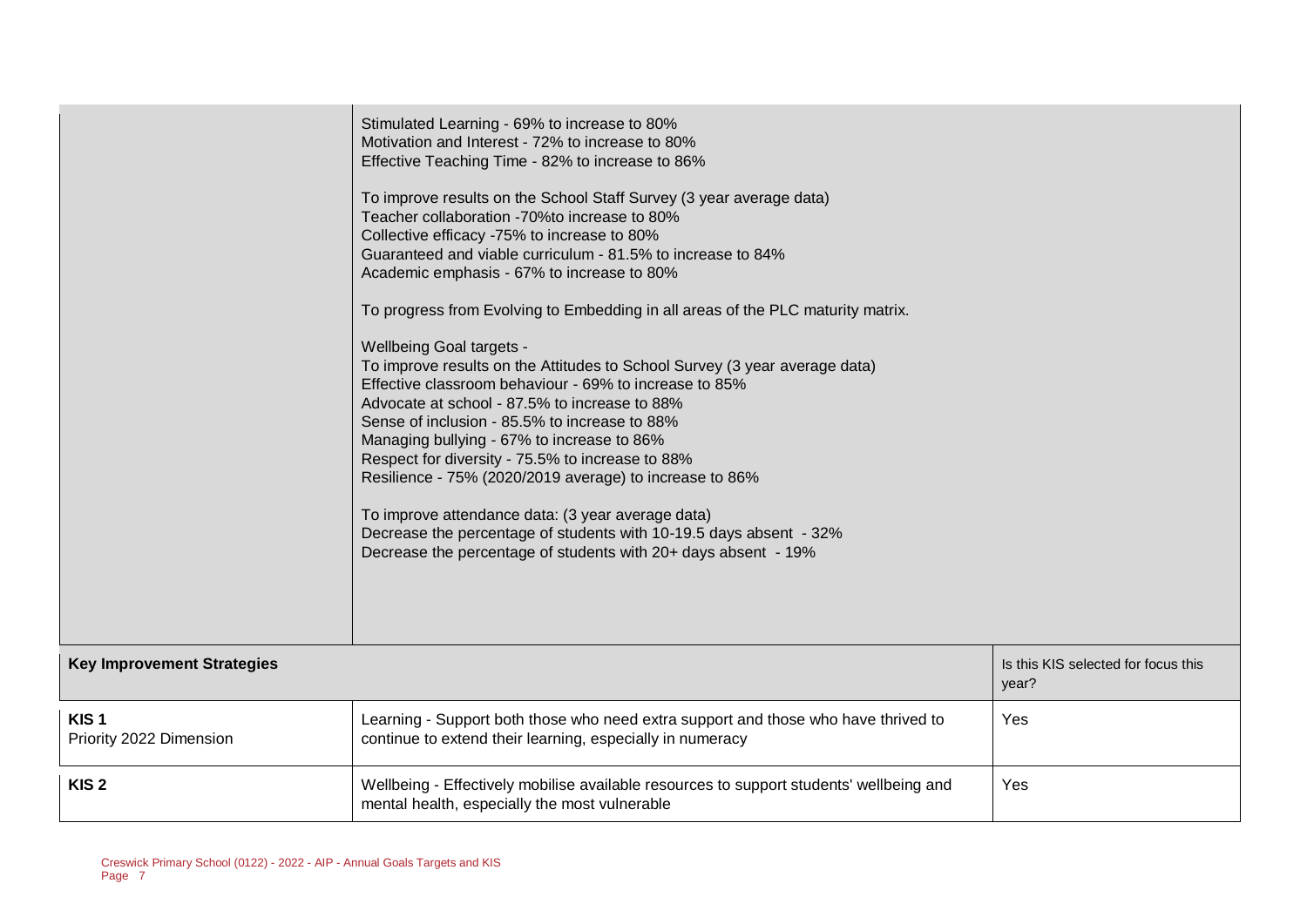| | |
|---|---|
| | Stimulated Learning - 69% to increase to 80%<br>Motivation and Interest - 72% to increase to 80%<br>Effective Teaching Time - 82% to increase to 86%<br><br>To improve results on the School Staff Survey (3 year average data)<br>Teacher collaboration -70%to increase to 80%<br>Collective efficacy -75% to increase to 80%<br>Guaranteed and viable curriculum - 81.5% to increase to 84%<br>Academic emphasis - 67% to increase to 80%<br><br>To progress from Evolving to Embedding in all areas of the PLC maturity matrix.<br><br>Wellbeing Goal targets -<br>To improve results on the Attitudes to School Survey (3 year average data)<br>Effective classroom behaviour - 69% to increase to 85%<br>Advocate at school - 87.5% to increase to 88%<br>Sense of inclusion - 85.5% to increase to 88%<br>Managing bullying - 67% to increase to 86%<br>Respect for diversity - 75.5% to increase to 88%<br>Resilience - 75% (2020/2019 average) to increase to 86%<br><br>To improve attendance data: (3 year average data)<br>Decrease the percentage of students with 10-19.5 days absent - 32%<br>Decrease the percentage of students with 20+ days absent - 19% |

| **Key Improvement Strategies** | | Is this KIS selected for focus this year? |
|---|---|---|
| **KIS 1**<br>Priority 2022 Dimension | Learning - Support both those who need extra support and those who have thrived to continue to extend their learning, especially in numeracy | Yes |
| **KIS 2** | Wellbeing - Effectively mobilise available resources to support students' wellbeing and mental health, especially the most vulnerable | Yes |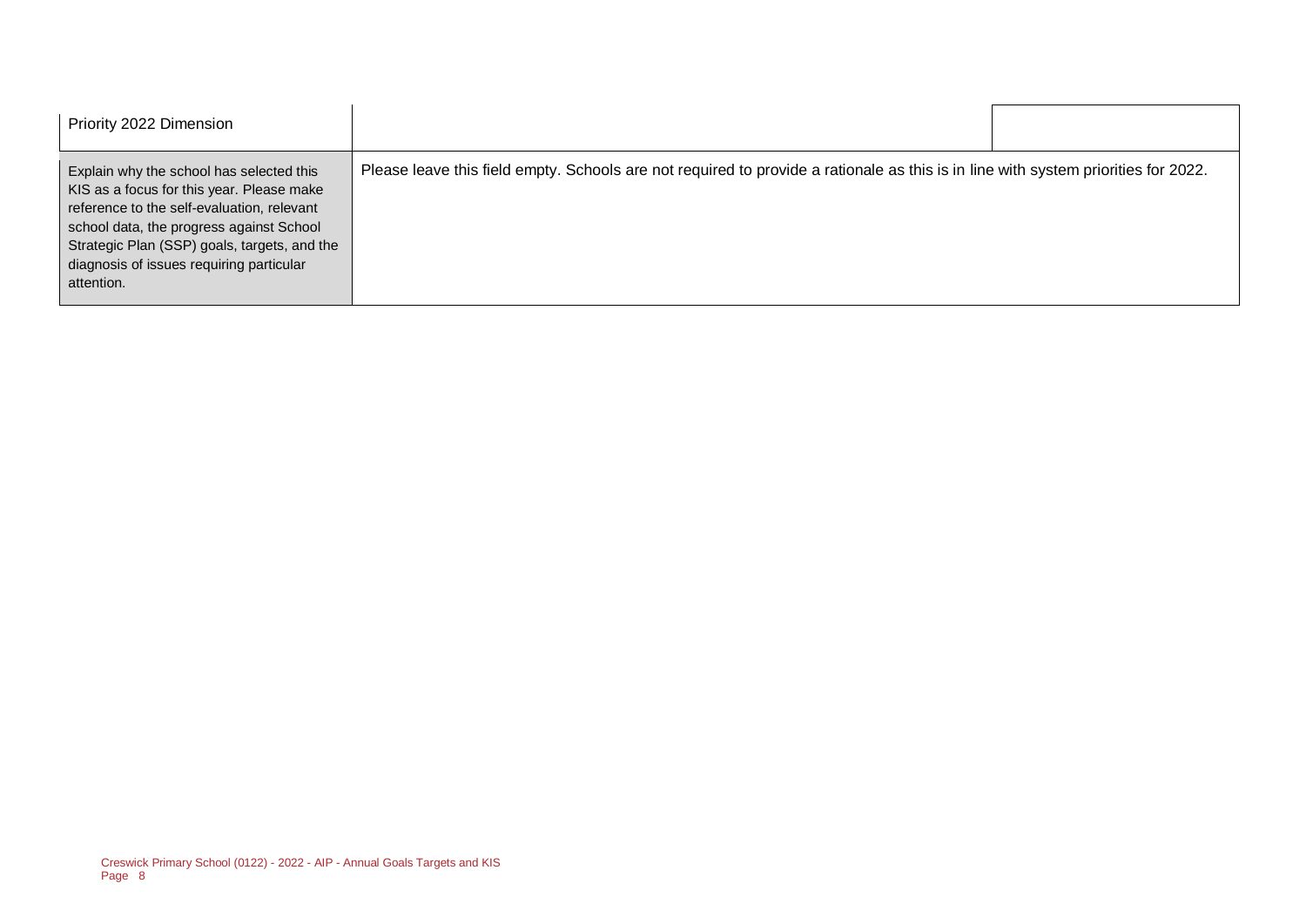| Priority 2022 Dimension | | |
| --- | --- | --- |
| Explain why the school has selected this KIS as a focus for this year. Please make reference to the self-evaluation, relevant school data, the progress against School Strategic Plan (SSP) goals, targets, and the diagnosis of issues requiring particular attention. | Please leave this field empty. Schools are not required to provide a rationale as this is in line with system priorities for 2022. | |